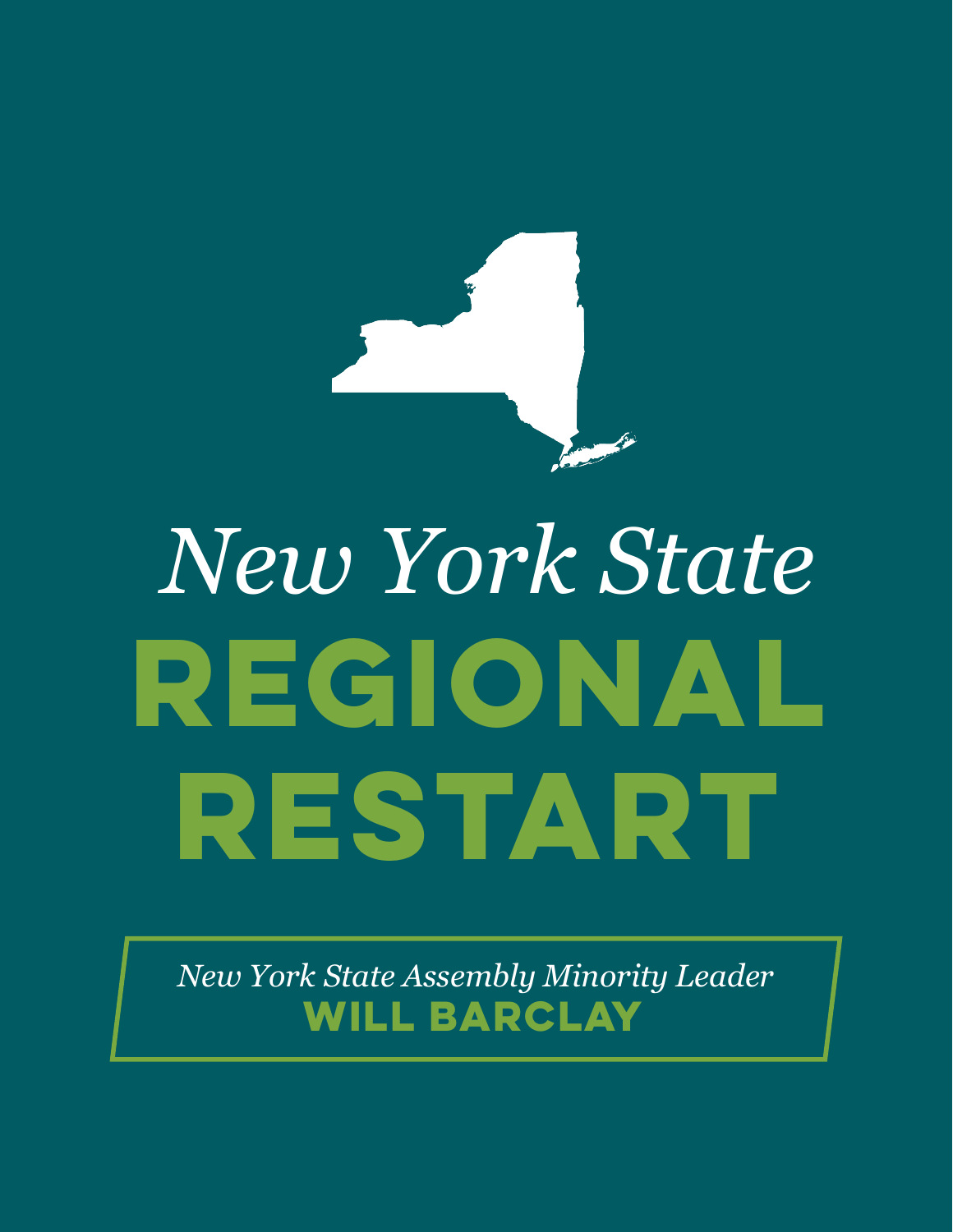*New York State*

# REGIONAL RESTART

*New York State Assembly Minority Leader*

**WILL BARCLAY**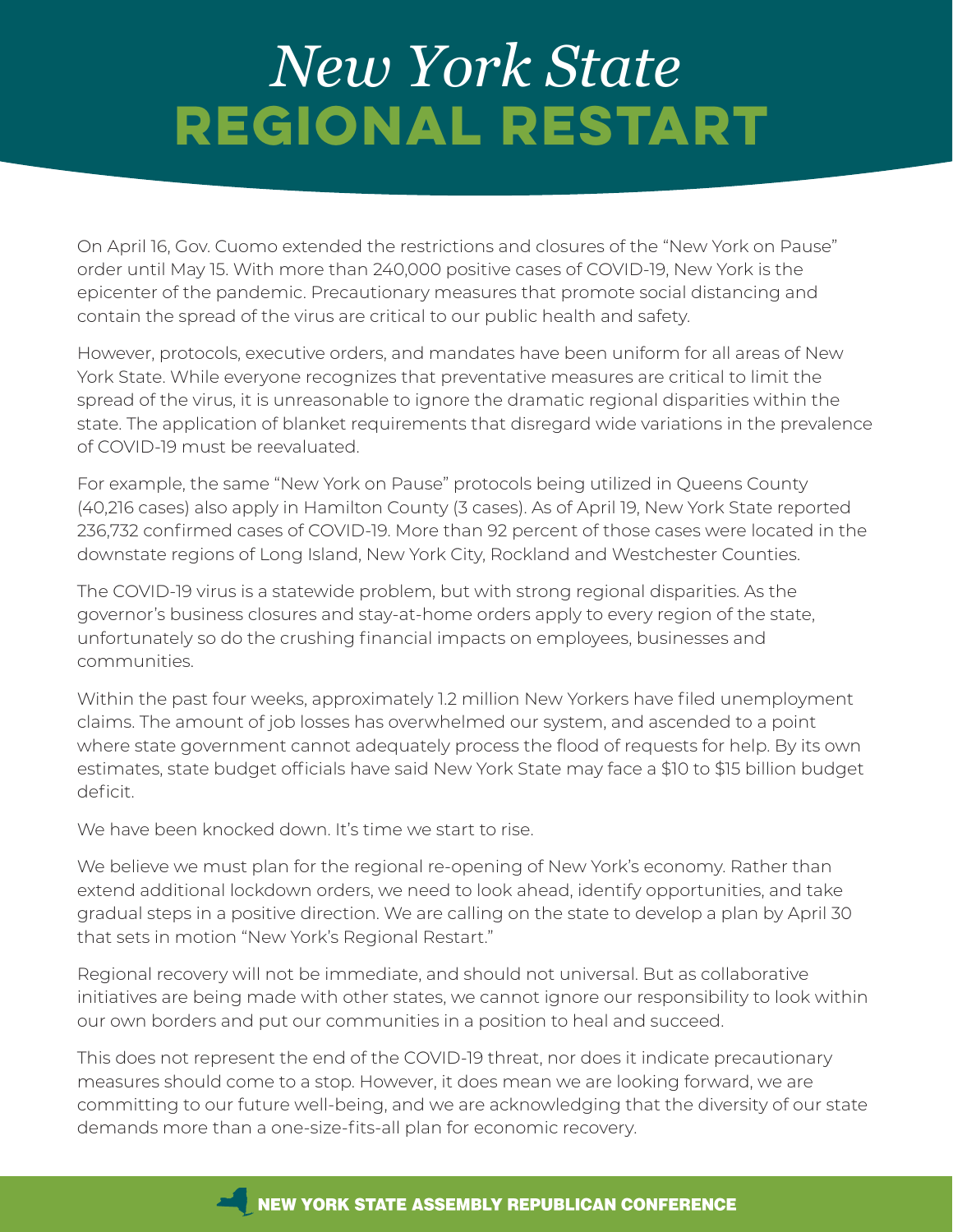# *New York State* REGIONAL RESTART

On April 16, Gov. Cuomo extended the restrictions and closures of the "New York on Pause" order until May 15. With more than 240,000 positive cases of COVID-19, New York is the epicenter of the pandemic. Precautionary measures that promote social distancing and contain the spread of the virus are critical to our public health and safety.

However, protocols, executive orders, and mandates have been uniform for all areas of New York State. While everyone recognizes that preventative measures are critical to limit the spread of the virus, it is unreasonable to ignore the dramatic regional disparities within the state. The application of blanket requirements that disregard wide variations in the prevalence of COVID-19 must be reevaluated.

For example, the same "New York on Pause" protocols being utilized in Queens County (40,216 cases) also apply in Hamilton County (3 cases). As of April 19, New York State reported 236,732 confirmed cases of COVID-19. More than 92 percent of those cases were located in the downstate regions of Long Island, New York City, Rockland and Westchester Counties.

The COVID-19 virus is a statewide problem, but with strong regional disparities. As the governor's business closures and stay-at-home orders apply to every region of the state, unfortunately so do the crushing financial impacts on employees, businesses and communities.

Within the past four weeks, approximately 1.2 million New Yorkers have filed unemployment claims. The amount of job losses has overwhelmed our system, and ascended to a point where state government cannot adequately process the flood of requests for help. By its own estimates, state budget officials have said New York State may face a $10 to $15 billion budget deficit.

We have been knocked down. It's time we start to rise.

We believe we must plan for the regional re-opening of New York's economy. Rather than extend additional lockdown orders, we need to look ahead, identify opportunities, and take gradual steps in a positive direction. We are calling on the state to develop a plan by April 30 that sets in motion "New York's Regional Restart."

Regional recovery will not be immediate, and should not universal. But as collaborative initiatives are being made with other states, we cannot ignore our responsibility to look within our own borders and put our communities in a position to heal and succeed.

This does not represent the end of the COVID-19 threat, nor does it indicate precautionary measures should come to a stop. However, it does mean we are looking forward, we are committing to our future well-being, and we are acknowledging that the diversity of our state demands more than a one-size-fits-all plan for economic recovery.

**NEW YORK STATE ASSEMBLY REPUBLICAN CONFERENCE**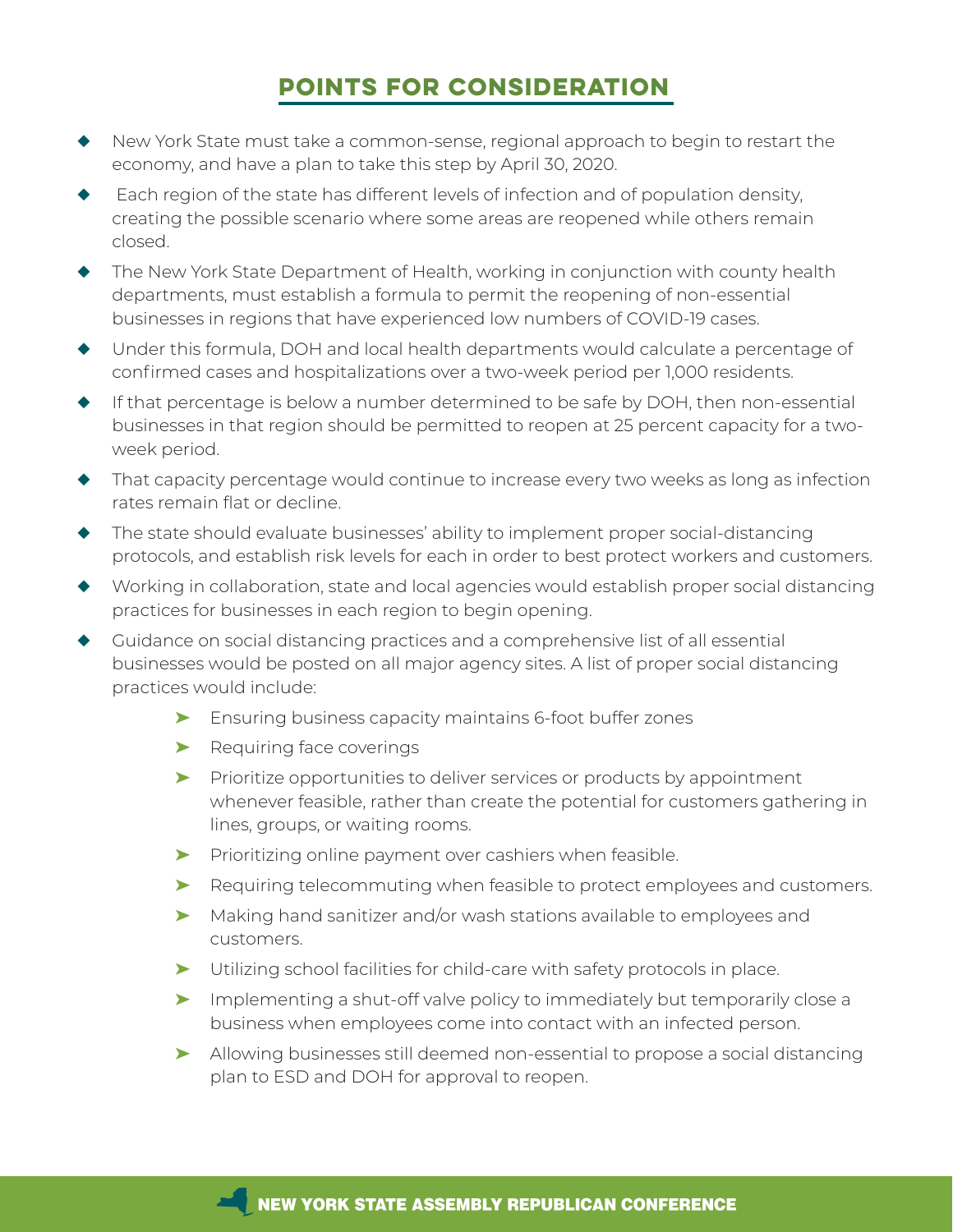## POINTS FOR CONSIDERATION

- New York State must take a common-sense, regional approach to begin to restart the economy, and have a plan to take this step by April 30, 2020.
- Each region of the state has different levels of infection and of population density, creating the possible scenario where some areas are reopened while others remain closed.
- The New York State Department of Health, working in conjunction with county health departments, must establish a formula to permit the reopening of non-essential businesses in regions that have experienced low numbers of COVID-19 cases.
- Under this formula, DOH and local health departments would calculate a percentage of confirmed cases and hospitalizations over a two-week period per 1,000 residents.
- If that percentage is below a number determined to be safe by DOH, then non-essential businesses in that region should be permitted to reopen at 25 percent capacity for a two-week period.
- That capacity percentage would continue to increase every two weeks as long as infection rates remain flat or decline.
- The state should evaluate businesses' ability to implement proper social-distancing protocols, and establish risk levels for each in order to best protect workers and customers.
- Working in collaboration, state and local agencies would establish proper social distancing practices for businesses in each region to begin opening.
- Guidance on social distancing practices and a comprehensive list of all essential businesses would be posted on all major agency sites. A list of proper social distancing practices would include:
    - Ensuring business capacity maintains 6-foot buffer zones
    - Requiring face coverings
    - Prioritize opportunities to deliver services or products by appointment whenever feasible, rather than create the potential for customers gathering in lines, groups, or waiting rooms.
    - Prioritizing online payment over cashiers when feasible.
    - Requiring telecommuting when feasible to protect employees and customers.
    - Making hand sanitizer and/or wash stations available to employees and customers.
    - Utilizing school facilities for child-care with safety protocols in place.
    - Implementing a shut-off valve policy to immediately but temporarily close a business when employees come into contact with an infected person.
    - Allowing businesses still deemed non-essential to propose a social distancing plan to ESD and DOH for approval to reopen.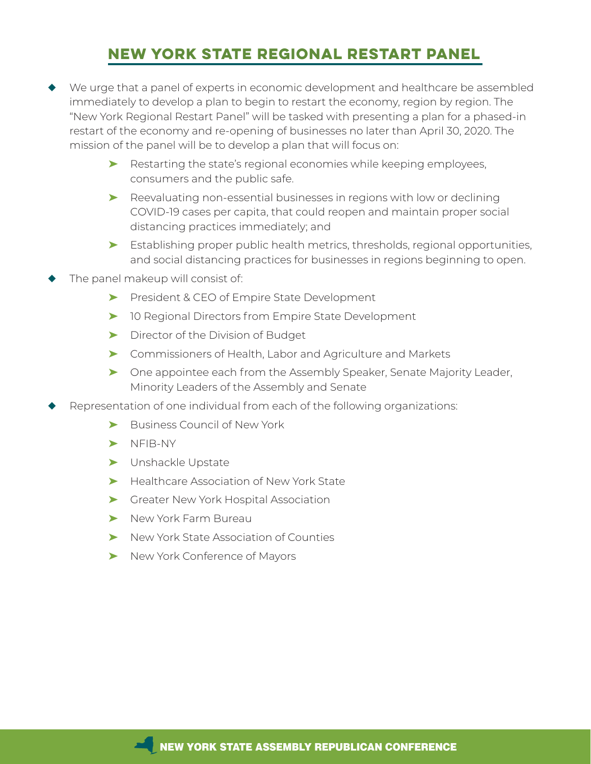## NEW YORK STATE REGIONAL RESTART PANEL

- We urge that a panel of experts in economic development and healthcare be assembled immediately to develop a plan to begin to restart the economy, region by region. The "New York Regional Restart Panel" will be tasked with presenting a plan for a phased-in restart of the economy and re-opening of businesses no later than April 30, 2020. The mission of the panel will be to develop a plan that will focus on:
  - Restarting the state's regional economies while keeping employees, consumers and the public safe.
  - Reevaluating non-essential businesses in regions with low or declining COVID-19 cases per capita, that could reopen and maintain proper social distancing practices immediately; and
  - Establishing proper public health metrics, thresholds, regional opportunities, and social distancing practices for businesses in regions beginning to open.
- The panel makeup will consist of:
  - President & CEO of Empire State Development
  - 10 Regional Directors from Empire State Development
  - Director of the Division of Budget
  - Commissioners of Health, Labor and Agriculture and Markets
  - One appointee each from the Assembly Speaker, Senate Majority Leader, Minority Leaders of the Assembly and Senate
- Representation of one individual from each of the following organizations:
  - Business Council of New York
  - NFIB-NY
  - Unshackle Upstate
  - Healthcare Association of New York State
  - Greater New York Hospital Association
  - New York Farm Bureau
  - New York State Association of Counties
  - New York Conference of Mayors